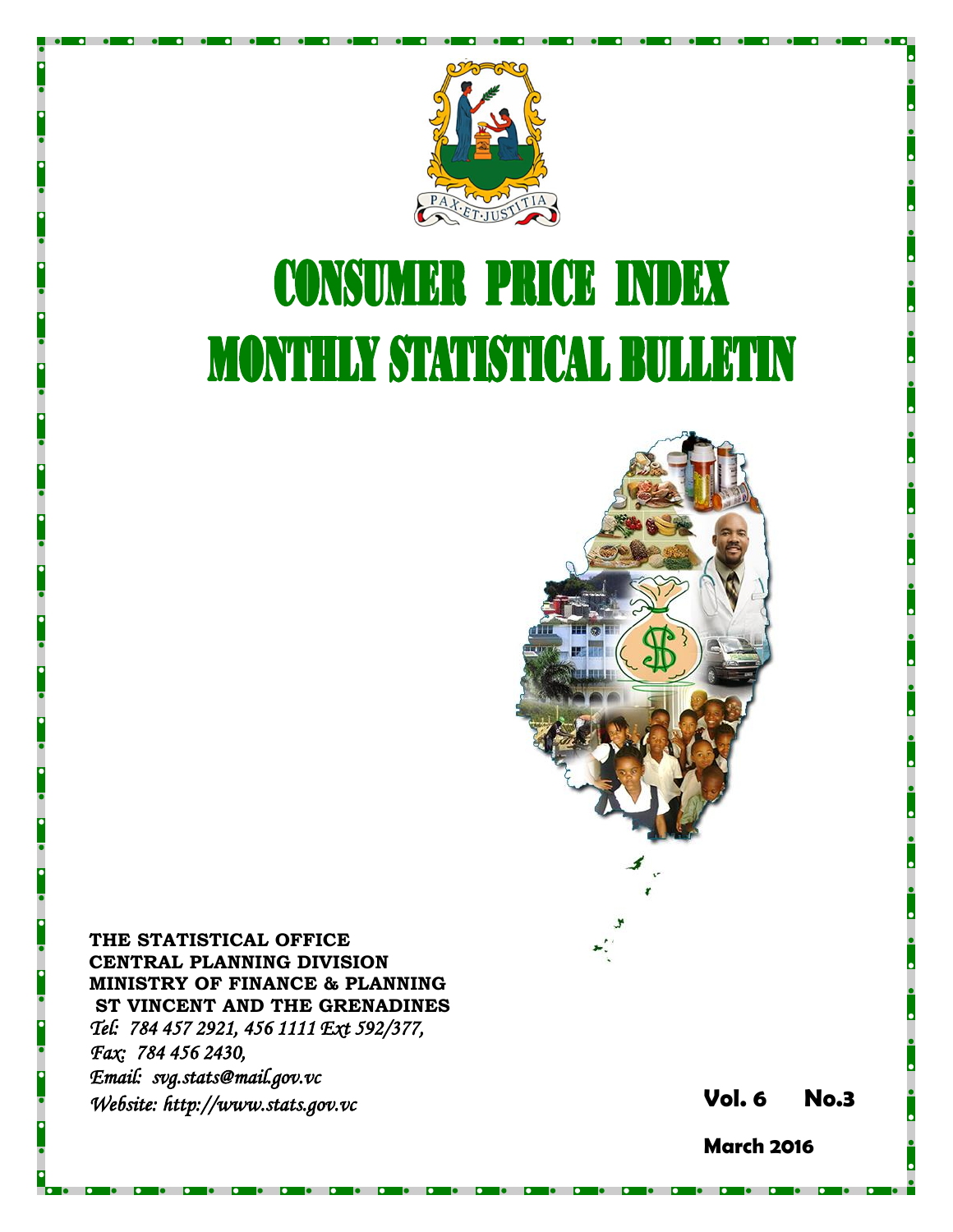# CONSUMER PRICE INDEX

# MONTHLY STATISTICAL BULLETIN

**THE STATISTICAL OFFICE**
**CENTRAL PLANNING DIVISION**
**MINISTRY OF FINANCE & PLANNING**
**ST VINCENT AND THE GRENADINES**

*Tel: 784 457 2921, 456 1111 Ext 592/377,*
*Fax: 784 456 2430,*
*Email: svg.stats@mail.gov.vc*
*Website: http://www.stats.gov.vc*

**Vol. 6 No.3**

**March 2016**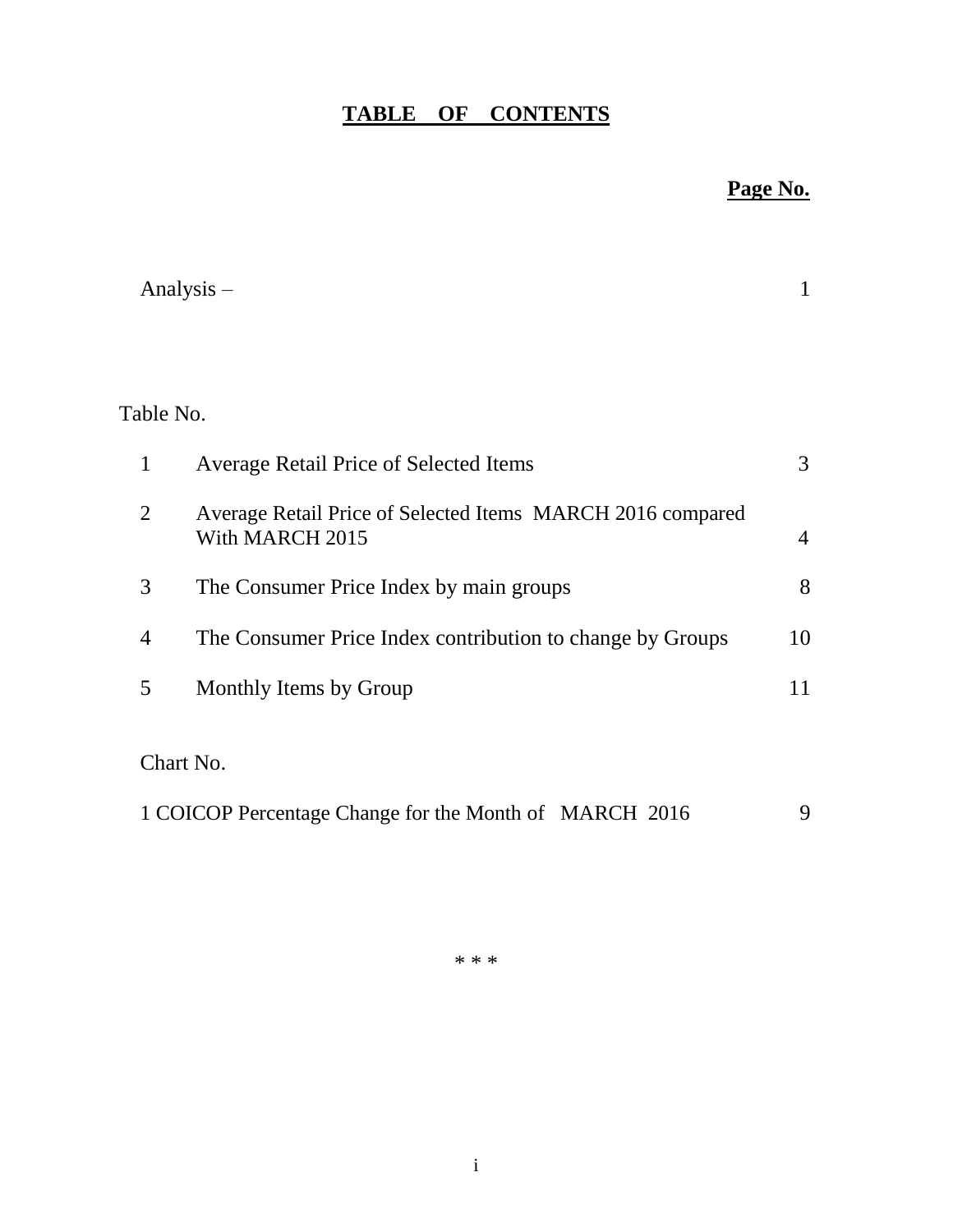# TABLE OF CONTENTS

**Page No.**

Analysis – 1

Table No.

| | | |
|---|---|---|
| 1 | Average Retail Price of Selected Items | 3 |
| 2 | Average Retail Price of Selected Items MARCH 2016 compared With MARCH 2015 | 4 |
| 3 | The Consumer Price Index by main groups | 8 |
| 4 | The Consumer Price Index contribution to change by Groups | 10 |
| 5 | Monthly Items by Group | 11 |

Chart No.

1 COICOP Percentage Change for the Month of MARCH 2016 — 9

\* \* \*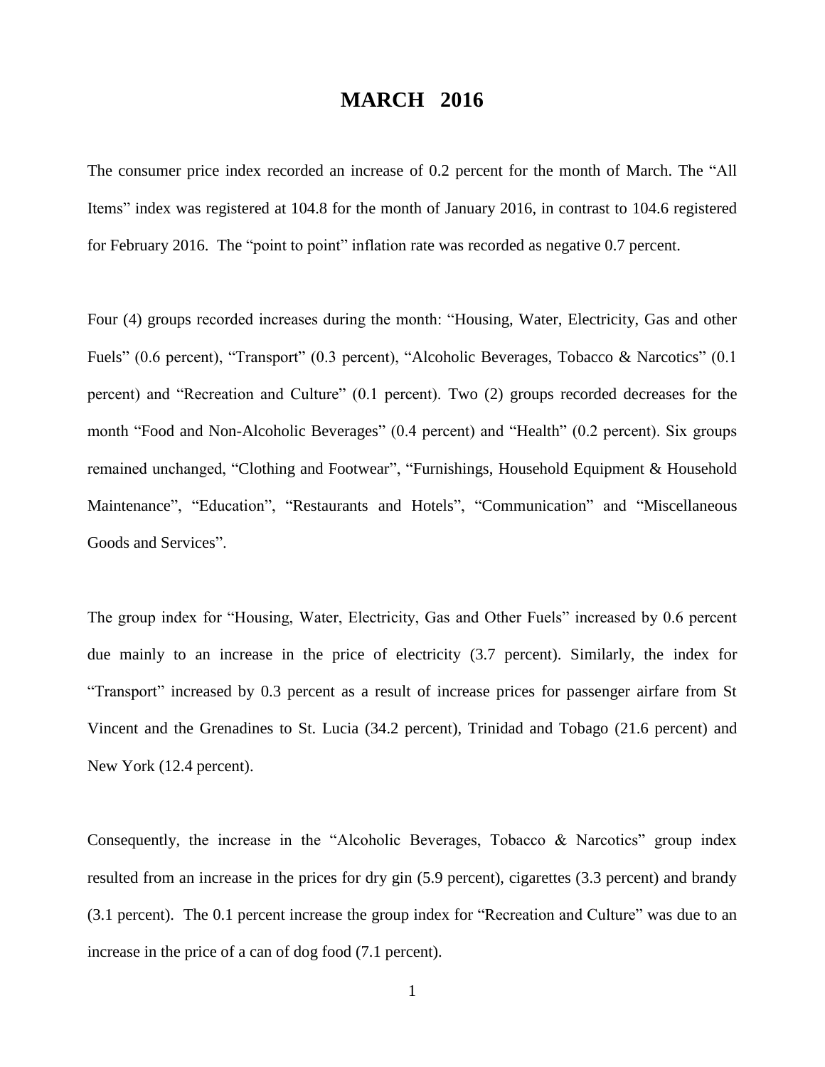# MARCH 2016

The consumer price index recorded an increase of 0.2 percent for the month of March. The "All Items" index was registered at 104.8 for the month of January 2016, in contrast to 104.6 registered for February 2016. The "point to point" inflation rate was recorded as negative 0.7 percent.

Four (4) groups recorded increases during the month: "Housing, Water, Electricity, Gas and other Fuels" (0.6 percent), "Transport" (0.3 percent), "Alcoholic Beverages, Tobacco & Narcotics" (0.1 percent) and "Recreation and Culture" (0.1 percent). Two (2) groups recorded decreases for the month "Food and Non-Alcoholic Beverages" (0.4 percent) and "Health" (0.2 percent). Six groups remained unchanged, "Clothing and Footwear", "Furnishings, Household Equipment & Household Maintenance", "Education", "Restaurants and Hotels", "Communication" and "Miscellaneous Goods and Services".

The group index for "Housing, Water, Electricity, Gas and Other Fuels" increased by 0.6 percent due mainly to an increase in the price of electricity (3.7 percent). Similarly, the index for "Transport" increased by 0.3 percent as a result of increase prices for passenger airfare from St Vincent and the Grenadines to St. Lucia (34.2 percent), Trinidad and Tobago (21.6 percent) and New York (12.4 percent).

Consequently, the increase in the "Alcoholic Beverages, Tobacco & Narcotics" group index resulted from an increase in the prices for dry gin (5.9 percent), cigarettes (3.3 percent) and brandy (3.1 percent). The 0.1 percent increase the group index for "Recreation and Culture" was due to an increase in the price of a can of dog food (7.1 percent).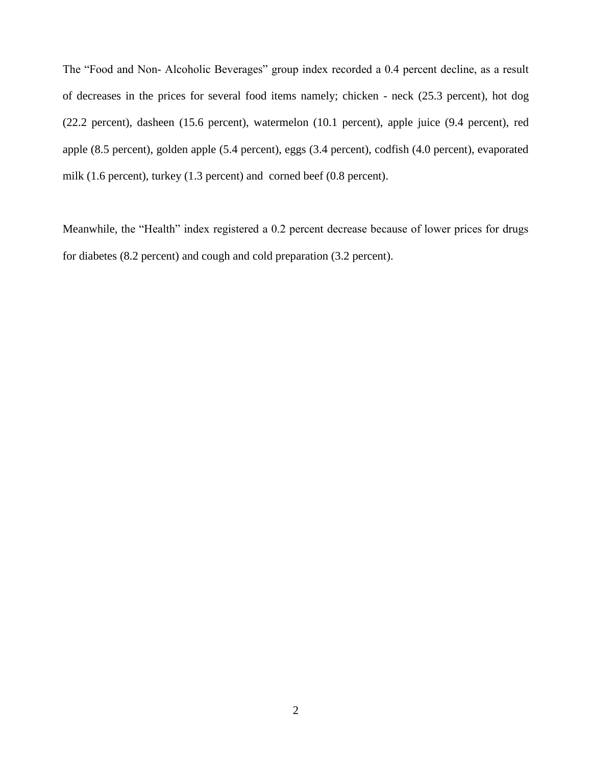The "Food and Non- Alcoholic Beverages" group index recorded a 0.4 percent decline, as a result of decreases in the prices for several food items namely; chicken - neck (25.3 percent), hot dog (22.2 percent), dasheen (15.6 percent), watermelon (10.1 percent), apple juice (9.4 percent), red apple (8.5 percent), golden apple (5.4 percent), eggs (3.4 percent), codfish (4.0 percent), evaporated milk (1.6 percent), turkey (1.3 percent) and corned beef (0.8 percent).

Meanwhile, the "Health" index registered a 0.2 percent decrease because of lower prices for drugs for diabetes (8.2 percent) and cough and cold preparation (3.2 percent).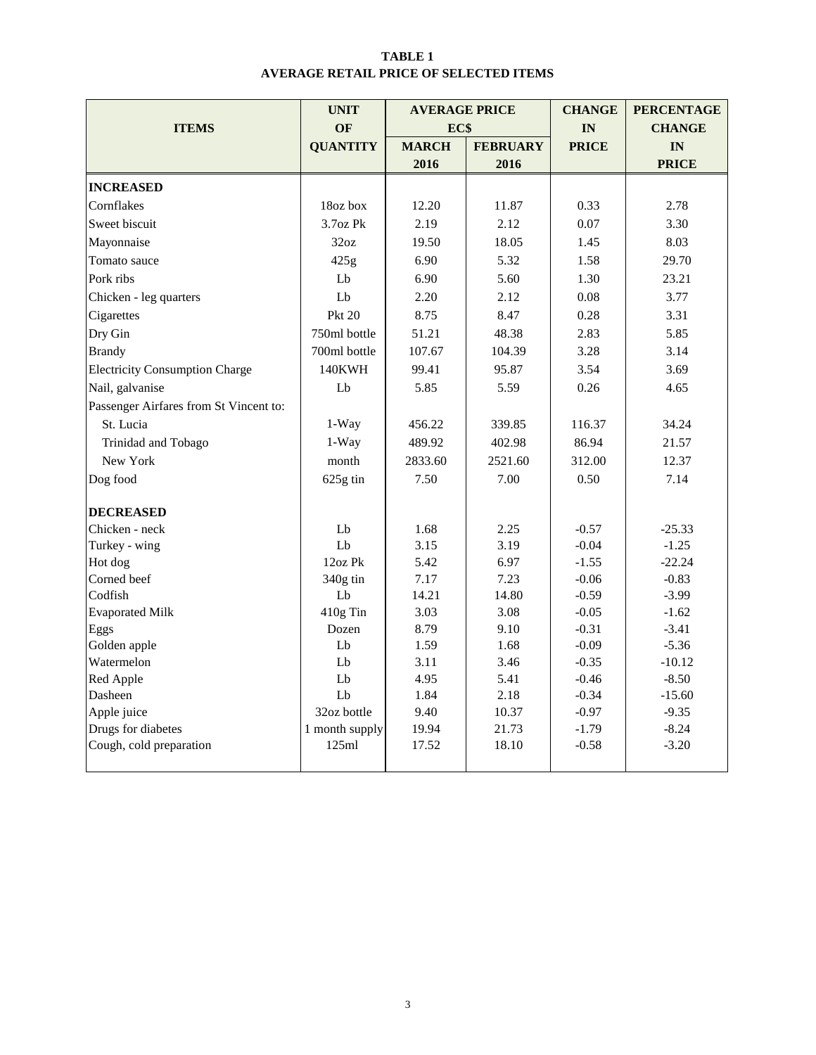**TABLE 1**
**AVERAGE RETAIL PRICE OF SELECTED ITEMS**

| ITEMS | UNIT OF QUANTITY | AVERAGE PRICE EC$ | | CHANGE IN PRICE | PERCENTAGE CHANGE IN PRICE |
|---|---|---|---|---|---|
| | | MARCH 2016 | FEBRUARY 2016 | | |
| **INCREASED** | | | | | |
| Cornflakes | 18oz box | 12.20 | 11.87 | 0.33 | 2.78 |
| Sweet biscuit | 3.7oz Pk | 2.19 | 2.12 | 0.07 | 3.30 |
| Mayonnaise | 32oz | 19.50 | 18.05 | 1.45 | 8.03 |
| Tomato sauce | 425g | 6.90 | 5.32 | 1.58 | 29.70 |
| Pork ribs | Lb | 6.90 | 5.60 | 1.30 | 23.21 |
| Chicken - leg quarters | Lb | 2.20 | 2.12 | 0.08 | 3.77 |
| Cigarettes | Pkt 20 | 8.75 | 8.47 | 0.28 | 3.31 |
| Dry Gin | 750ml bottle | 51.21 | 48.38 | 2.83 | 5.85 |
| Brandy | 700ml bottle | 107.67 | 104.39 | 3.28 | 3.14 |
| Electricity Consumption Charge | 140KWH | 99.41 | 95.87 | 3.54 | 3.69 |
| Nail, galvanise | Lb | 5.85 | 5.59 | 0.26 | 4.65 |
| Passenger Airfares from St Vincent to: | | | | | |
| St. Lucia | 1-Way | 456.22 | 339.85 | 116.37 | 34.24 |
| Trinidad and Tobago | 1-Way | 489.92 | 402.98 | 86.94 | 21.57 |
| New York | month | 2833.60 | 2521.60 | 312.00 | 12.37 |
| Dog food | 625g tin | 7.50 | 7.00 | 0.50 | 7.14 |
| **DECREASED** | | | | | |
| Chicken - neck | Lb | 1.68 | 2.25 | -0.57 | -25.33 |
| Turkey - wing | Lb | 3.15 | 3.19 | -0.04 | -1.25 |
| Hot dog | 12oz Pk | 5.42 | 6.97 | -1.55 | -22.24 |
| Corned beef | 340g tin | 7.17 | 7.23 | -0.06 | -0.83 |
| Codfish | Lb | 14.21 | 14.80 | -0.59 | -3.99 |
| Evaporated Milk | 410g Tin | 3.03 | 3.08 | -0.05 | -1.62 |
| Eggs | Dozen | 8.79 | 9.10 | -0.31 | -3.41 |
| Golden apple | Lb | 1.59 | 1.68 | -0.09 | -5.36 |
| Watermelon | Lb | 3.11 | 3.46 | -0.35 | -10.12 |
| Red Apple | Lb | 4.95 | 5.41 | -0.46 | -8.50 |
| Dasheen | Lb | 1.84 | 2.18 | -0.34 | -15.60 |
| Apple juice | 32oz bottle | 9.40 | 10.37 | -0.97 | -9.35 |
| Drugs for diabetes | 1 month supply | 19.94 | 21.73 | -1.79 | -8.24 |
| Cough, cold preparation | 125ml | 17.52 | 18.10 | -0.58 | -3.20 |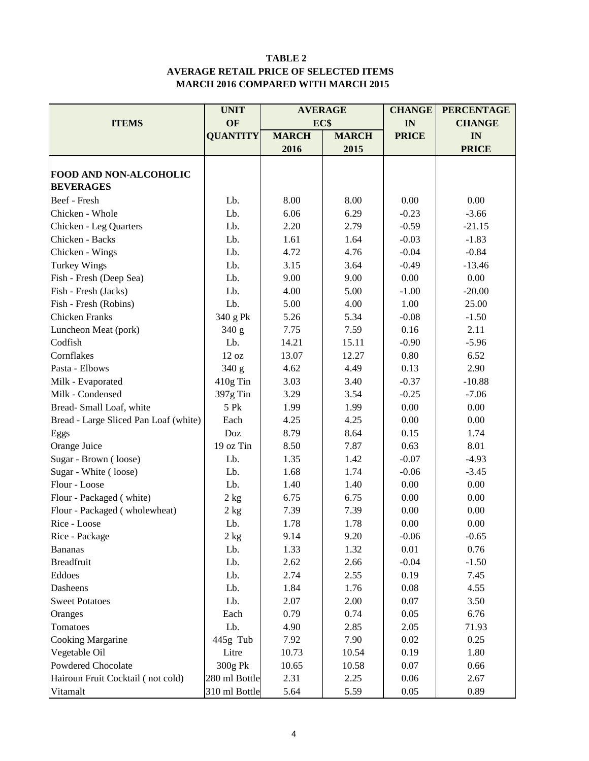**TABLE 2**
**AVERAGE RETAIL PRICE OF SELECTED ITEMS**
**MARCH 2016 COMPARED WITH MARCH 2015**

| ITEMS | UNIT OF QUANTITY | AVERAGE EC$ MARCH 2016 | AVERAGE EC$ MARCH 2015 | CHANGE IN PRICE | PERCENTAGE CHANGE IN PRICE |
|---|---|---|---|---|---|
| **FOOD AND NON-ALCOHOLIC BEVERAGES** | | | | | |
| Beef - Fresh | Lb. | 8.00 | 8.00 | 0.00 | 0.00 |
| Chicken - Whole | Lb. | 6.06 | 6.29 | -0.23 | -3.66 |
| Chicken - Leg Quarters | Lb. | 2.20 | 2.79 | -0.59 | -21.15 |
| Chicken - Backs | Lb. | 1.61 | 1.64 | -0.03 | -1.83 |
| Chicken - Wings | Lb. | 4.72 | 4.76 | -0.04 | -0.84 |
| Turkey Wings | Lb. | 3.15 | 3.64 | -0.49 | -13.46 |
| Fish - Fresh (Deep Sea) | Lb. | 9.00 | 9.00 | 0.00 | 0.00 |
| Fish - Fresh (Jacks) | Lb. | 4.00 | 5.00 | -1.00 | -20.00 |
| Fish - Fresh (Robins) | Lb. | 5.00 | 4.00 | 1.00 | 25.00 |
| Chicken Franks | 340 g Pk | 5.26 | 5.34 | -0.08 | -1.50 |
| Luncheon Meat (pork) | 340 g | 7.75 | 7.59 | 0.16 | 2.11 |
| Codfish | Lb. | 14.21 | 15.11 | -0.90 | -5.96 |
| Cornflakes | 12 oz | 13.07 | 12.27 | 0.80 | 6.52 |
| Pasta - Elbows | 340 g | 4.62 | 4.49 | 0.13 | 2.90 |
| Milk - Evaporated | 410g Tin | 3.03 | 3.40 | -0.37 | -10.88 |
| Milk - Condensed | 397g Tin | 3.29 | 3.54 | -0.25 | -7.06 |
| Bread- Small Loaf, white | 5 Pk | 1.99 | 1.99 | 0.00 | 0.00 |
| Bread - Large Sliced Pan Loaf (white) | Each | 4.25 | 4.25 | 0.00 | 0.00 |
| Eggs | Doz | 8.79 | 8.64 | 0.15 | 1.74 |
| Orange Juice | 19 oz Tin | 8.50 | 7.87 | 0.63 | 8.01 |
| Sugar - Brown ( loose) | Lb. | 1.35 | 1.42 | -0.07 | -4.93 |
| Sugar - White ( loose) | Lb. | 1.68 | 1.74 | -0.06 | -3.45 |
| Flour - Loose | Lb. | 1.40 | 1.40 | 0.00 | 0.00 |
| Flour - Packaged ( white) | 2 kg | 6.75 | 6.75 | 0.00 | 0.00 |
| Flour - Packaged ( wholewheat) | 2 kg | 7.39 | 7.39 | 0.00 | 0.00 |
| Rice - Loose | Lb. | 1.78 | 1.78 | 0.00 | 0.00 |
| Rice - Package | 2 kg | 9.14 | 9.20 | -0.06 | -0.65 |
| Bananas | Lb. | 1.33 | 1.32 | 0.01 | 0.76 |
| Breadfruit | Lb. | 2.62 | 2.66 | -0.04 | -1.50 |
| Eddoes | Lb. | 2.74 | 2.55 | 0.19 | 7.45 |
| Dasheens | Lb. | 1.84 | 1.76 | 0.08 | 4.55 |
| Sweet Potatoes | Lb. | 2.07 | 2.00 | 0.07 | 3.50 |
| Oranges | Each | 0.79 | 0.74 | 0.05 | 6.76 |
| Tomatoes | Lb. | 4.90 | 2.85 | 2.05 | 71.93 |
| Cooking Margarine | 445g Tub | 7.92 | 7.90 | 0.02 | 0.25 |
| Vegetable Oil | Litre | 10.73 | 10.54 | 0.19 | 1.80 |
| Powdered Chocolate | 300g Pk | 10.65 | 10.58 | 0.07 | 0.66 |
| Hairoun Fruit Cocktail ( not cold) | 280 ml Bottle | 2.31 | 2.25 | 0.06 | 2.67 |
| Vitamalt | 310 ml Bottle | 5.64 | 5.59 | 0.05 | 0.89 |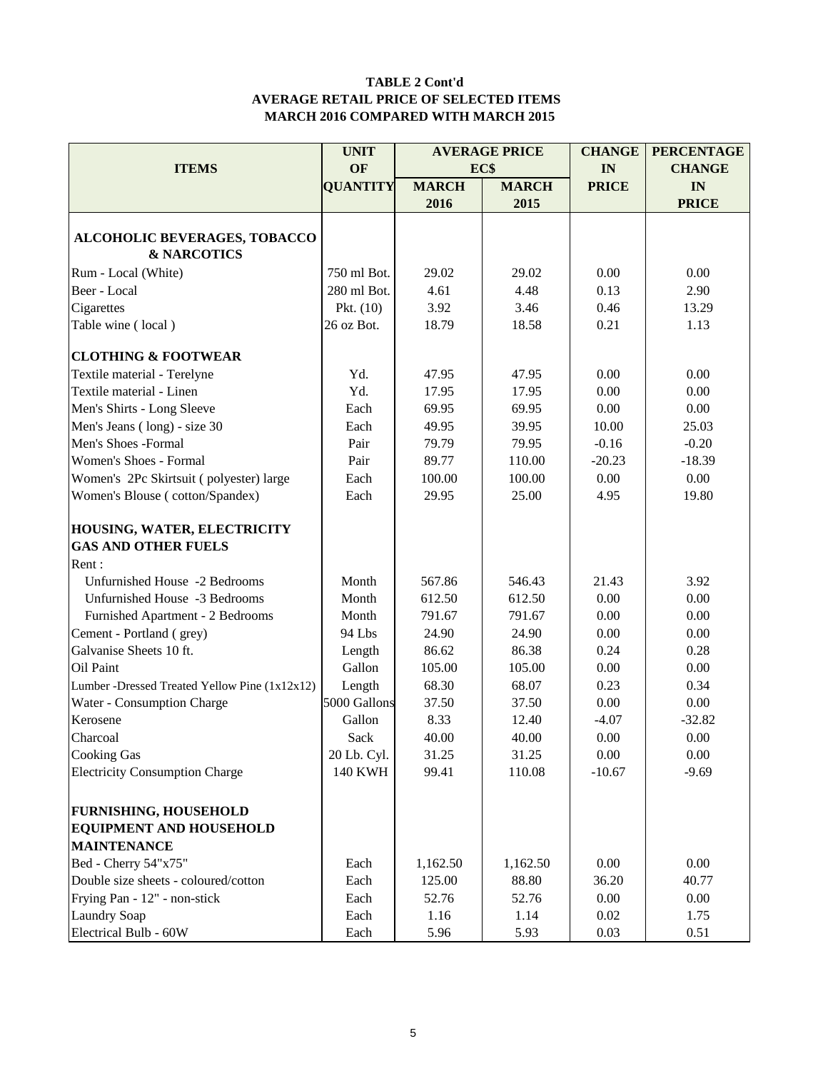**TABLE 2 Cont'd**
**AVERAGE RETAIL PRICE OF SELECTED ITEMS**
**MARCH 2016 COMPARED WITH MARCH 2015**

| ITEMS | UNIT OF QUANTITY | AVERAGE PRICE EC$ MARCH 2016 | MARCH 2015 | CHANGE IN PRICE | PERCENTAGE CHANGE IN PRICE |
|---|---|---|---|---|---|
| **ALCOHOLIC BEVERAGES, TOBACCO & NARCOTICS** | | | | | |
| Rum - Local (White) | 750 ml Bot. | 29.02 | 29.02 | 0.00 | 0.00 |
| Beer - Local | 280 ml Bot. | 4.61 | 4.48 | 0.13 | 2.90 |
| Cigarettes | Pkt. (10) | 3.92 | 3.46 | 0.46 | 13.29 |
| Table wine ( local ) | 26 oz Bot. | 18.79 | 18.58 | 0.21 | 1.13 |
| **CLOTHING & FOOTWEAR** | | | | | |
| Textile material - Terelyne | Yd. | 47.95 | 47.95 | 0.00 | 0.00 |
| Textile material - Linen | Yd. | 17.95 | 17.95 | 0.00 | 0.00 |
| Men's Shirts - Long Sleeve | Each | 69.95 | 69.95 | 0.00 | 0.00 |
| Men's Jeans ( long) - size 30 | Each | 49.95 | 39.95 | 10.00 | 25.03 |
| Men's Shoes -Formal | Pair | 79.79 | 79.95 | -0.16 | -0.20 |
| Women's Shoes - Formal | Pair | 89.77 | 110.00 | -20.23 | -18.39 |
| Women's 2Pc Skirtsuit ( polyester) large | Each | 100.00 | 100.00 | 0.00 | 0.00 |
| Women's Blouse ( cotton/Spandex) | Each | 29.95 | 25.00 | 4.95 | 19.80 |
| **HOUSING, WATER, ELECTRICITY GAS AND OTHER FUELS** | | | | | |
| Rent : | | | | | |
| Unfurnished House -2 Bedrooms | Month | 567.86 | 546.43 | 21.43 | 3.92 |
| Unfurnished House -3 Bedrooms | Month | 612.50 | 612.50 | 0.00 | 0.00 |
| Furnished Apartment - 2 Bedrooms | Month | 791.67 | 791.67 | 0.00 | 0.00 |
| Cement - Portland ( grey) | 94 Lbs | 24.90 | 24.90 | 0.00 | 0.00 |
| Galvanise Sheets 10 ft. | Length | 86.62 | 86.38 | 0.24 | 0.28 |
| Oil Paint | Gallon | 105.00 | 105.00 | 0.00 | 0.00 |
| Lumber -Dressed Treated Yellow Pine (1x12x12) | Length | 68.30 | 68.07 | 0.23 | 0.34 |
| Water - Consumption Charge | 5000 Gallons | 37.50 | 37.50 | 0.00 | 0.00 |
| Kerosene | Gallon | 8.33 | 12.40 | -4.07 | -32.82 |
| Charcoal | Sack | 40.00 | 40.00 | 0.00 | 0.00 |
| Cooking Gas | 20 Lb. Cyl. | 31.25 | 31.25 | 0.00 | 0.00 |
| Electricity Consumption Charge | 140 KWH | 99.41 | 110.08 | -10.67 | -9.69 |
| **FURNISHING, HOUSEHOLD EQUIPMENT AND HOUSEHOLD MAINTENANCE** | | | | | |
| Bed - Cherry 54"x75" | Each | 1,162.50 | 1,162.50 | 0.00 | 0.00 |
| Double size sheets - coloured/cotton | Each | 125.00 | 88.80 | 36.20 | 40.77 |
| Frying Pan - 12" - non-stick | Each | 52.76 | 52.76 | 0.00 | 0.00 |
| Laundry Soap | Each | 1.16 | 1.14 | 0.02 | 1.75 |
| Electrical Bulb - 60W | Each | 5.96 | 5.93 | 0.03 | 0.51 |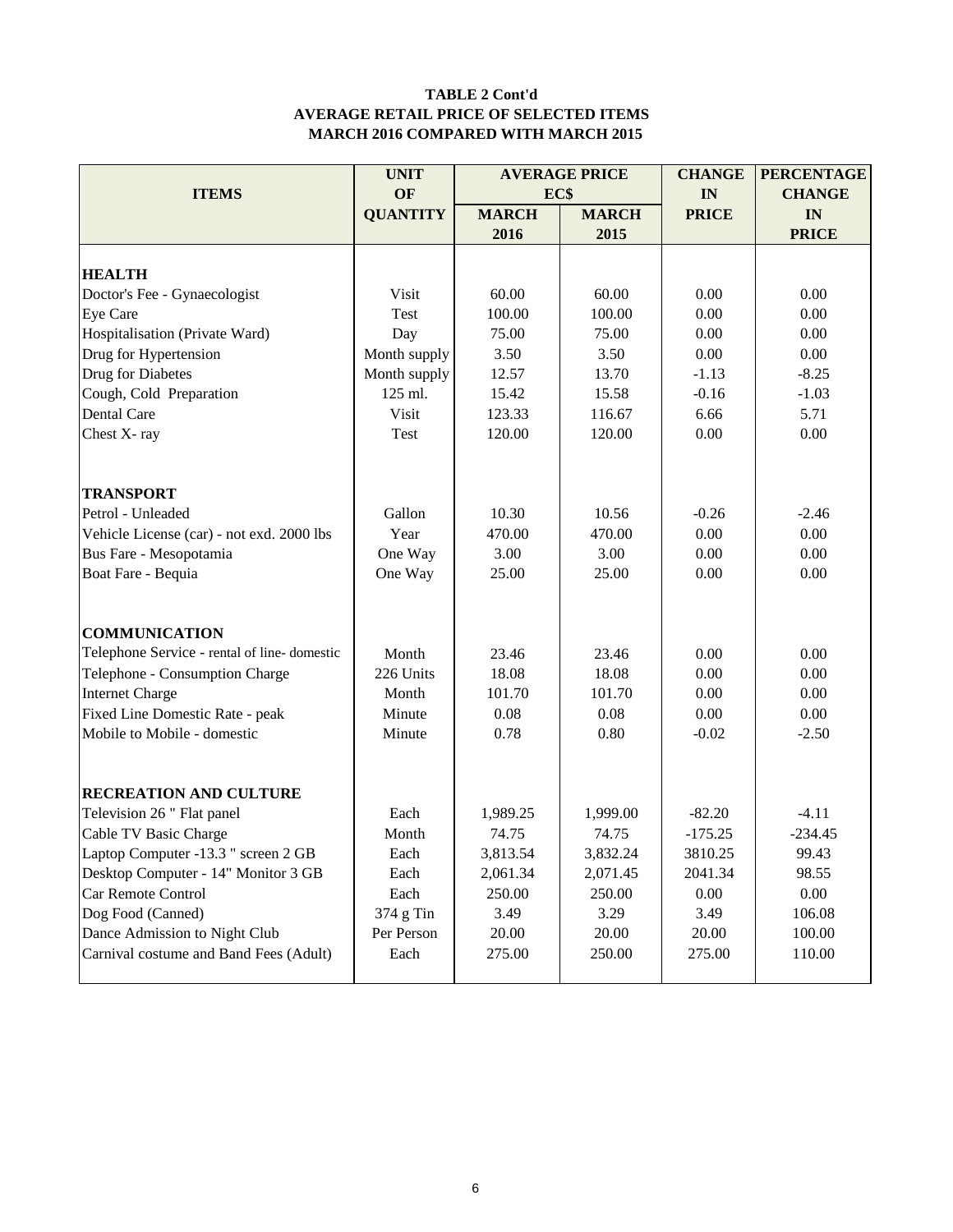**TABLE 2 Cont'd**
**AVERAGE RETAIL PRICE OF SELECTED ITEMS**
**MARCH 2016 COMPARED WITH MARCH 2015**

| ITEMS | UNIT OF QUANTITY | AVERAGE PRICE EC$ | | CHANGE IN PRICE | PERCENTAGE CHANGE IN PRICE |
|---|---|---|---|---|---|
| | | MARCH 2016 | MARCH 2015 | | |
| **HEALTH** | | | | | |
| Doctor's Fee - Gynaecologist | Visit | 60.00 | 60.00 | 0.00 | 0.00 |
| Eye Care | Test | 100.00 | 100.00 | 0.00 | 0.00 |
| Hospitalisation (Private Ward) | Day | 75.00 | 75.00 | 0.00 | 0.00 |
| Drug for Hypertension | Month supply | 3.50 | 3.50 | 0.00 | 0.00 |
| Drug for Diabetes | Month supply | 12.57 | 13.70 | -1.13 | -8.25 |
| Cough, Cold Preparation | 125 ml. | 15.42 | 15.58 | -0.16 | -1.03 |
| Dental Care | Visit | 123.33 | 116.67 | 6.66 | 5.71 |
| Chest X- ray | Test | 120.00 | 120.00 | 0.00 | 0.00 |
| **TRANSPORT** | | | | | |
| Petrol - Unleaded | Gallon | 10.30 | 10.56 | -0.26 | -2.46 |
| Vehicle License (car) - not exd. 2000 lbs | Year | 470.00 | 470.00 | 0.00 | 0.00 |
| Bus Fare - Mesopotamia | One Way | 3.00 | 3.00 | 0.00 | 0.00 |
| Boat Fare - Bequia | One Way | 25.00 | 25.00 | 0.00 | 0.00 |
| **COMMUNICATION** | | | | | |
| Telephone Service - rental of line- domestic | Month | 23.46 | 23.46 | 0.00 | 0.00 |
| Telephone - Consumption Charge | 226 Units | 18.08 | 18.08 | 0.00 | 0.00 |
| Internet Charge | Month | 101.70 | 101.70 | 0.00 | 0.00 |
| Fixed Line Domestic Rate - peak | Minute | 0.08 | 0.08 | 0.00 | 0.00 |
| Mobile to Mobile - domestic | Minute | 0.78 | 0.80 | -0.02 | -2.50 |
| **RECREATION AND CULTURE** | | | | | |
| Television 26 " Flat panel | Each | 1,989.25 | 1,999.00 | -82.20 | -4.11 |
| Cable TV Basic Charge | Month | 74.75 | 74.75 | -175.25 | -234.45 |
| Laptop Computer -13.3 " screen 2 GB | Each | 3,813.54 | 3,832.24 | 3810.25 | 99.43 |
| Desktop Computer - 14" Monitor 3 GB | Each | 2,061.34 | 2,071.45 | 2041.34 | 98.55 |
| Car Remote Control | Each | 250.00 | 250.00 | 0.00 | 0.00 |
| Dog Food (Canned) | 374 g Tin | 3.49 | 3.29 | 3.49 | 106.08 |
| Dance Admission to Night Club | Per Person | 20.00 | 20.00 | 20.00 | 100.00 |
| Carnival costume and Band Fees (Adult) | Each | 275.00 | 250.00 | 275.00 | 110.00 |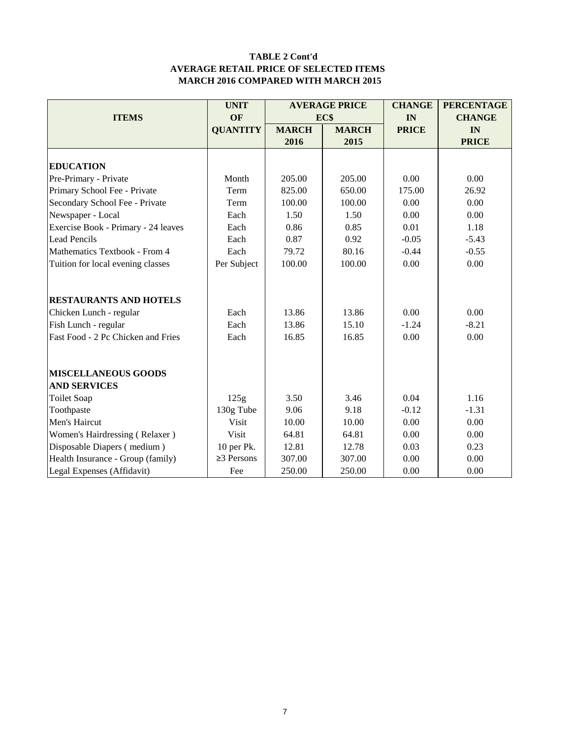**TABLE 2 Cont'd**
**AVERAGE RETAIL PRICE OF SELECTED ITEMS**
**MARCH 2016 COMPARED WITH MARCH 2015**

| ITEMS | UNIT OF QUANTITY | AVERAGE PRICE EC$ | | CHANGE IN PRICE | PERCENTAGE CHANGE IN PRICE |
|---|---|---|---|---|---|
| | | MARCH 2016 | MARCH 2015 | | |
| **EDUCATION** | | | | | |
| Pre-Primary - Private | Month | 205.00 | 205.00 | 0.00 | 0.00 |
| Primary School Fee - Private | Term | 825.00 | 650.00 | 175.00 | 26.92 |
| Secondary School Fee - Private | Term | 100.00 | 100.00 | 0.00 | 0.00 |
| Newspaper - Local | Each | 1.50 | 1.50 | 0.00 | 0.00 |
| Exercise Book - Primary - 24 leaves | Each | 0.86 | 0.85 | 0.01 | 1.18 |
| Lead Pencils | Each | 0.87 | 0.92 | -0.05 | -5.43 |
| Mathematics Textbook - From 4 | Each | 79.72 | 80.16 | -0.44 | -0.55 |
| Tuition for local evening classes | Per Subject | 100.00 | 100.00 | 0.00 | 0.00 |
| **RESTAURANTS AND HOTELS** | | | | | |
| Chicken Lunch - regular | Each | 13.86 | 13.86 | 0.00 | 0.00 |
| Fish Lunch - regular | Each | 13.86 | 15.10 | -1.24 | -8.21 |
| Fast Food - 2 Pc Chicken and Fries | Each | 16.85 | 16.85 | 0.00 | 0.00 |
| **MISCELLANEOUS GOODS AND SERVICES** | | | | | |
| Toilet Soap | 125g | 3.50 | 3.46 | 0.04 | 1.16 |
| Toothpaste | 130g Tube | 9.06 | 9.18 | -0.12 | -1.31 |
| Men's Haircut | Visit | 10.00 | 10.00 | 0.00 | 0.00 |
| Women's Hairdressing ( Relaxer ) | Visit | 64.81 | 64.81 | 0.00 | 0.00 |
| Disposable Diapers ( medium ) | 10 per Pk. | 12.81 | 12.78 | 0.03 | 0.23 |
| Health Insurance - Group (family) | ≥3 Persons | 307.00 | 307.00 | 0.00 | 0.00 |
| Legal Expenses (Affidavit) | Fee | 250.00 | 250.00 | 0.00 | 0.00 |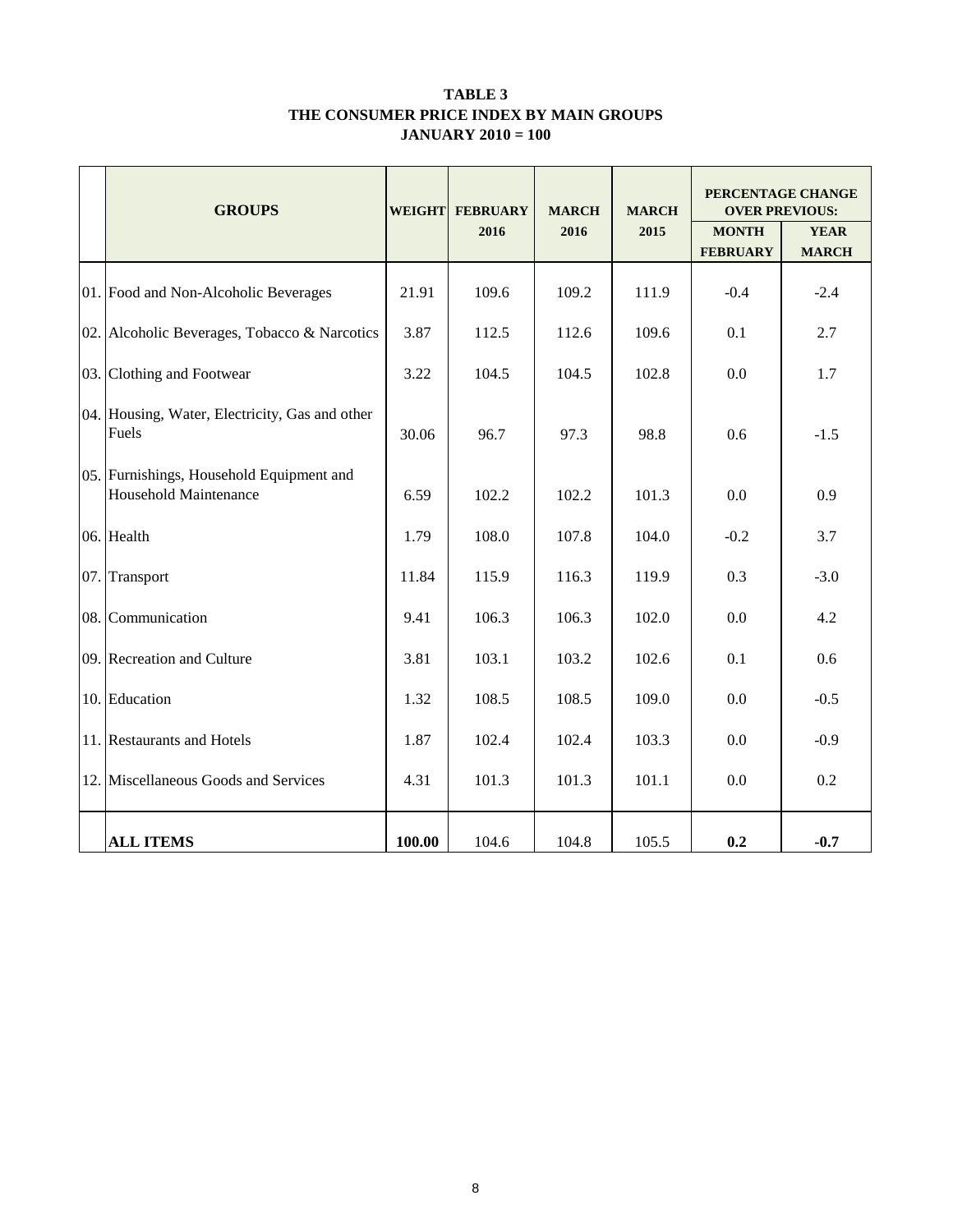# TABLE 3
## THE CONSUMER PRICE INDEX BY MAIN GROUPS
### JANUARY 2010 = 100

| | GROUPS | WEIGHT | FEBRUARY 2016 | MARCH 2016 | MARCH 2015 | PERCENTAGE CHANGE OVER PREVIOUS: MONTH FEBRUARY | YEAR MARCH |
|---|---|---|---|---|---|---|---|
| 01. | Food and Non-Alcoholic Beverages | 21.91 | 109.6 | 109.2 | 111.9 | -0.4 | -2.4 |
| 02. | Alcoholic Beverages, Tobacco & Narcotics | 3.87 | 112.5 | 112.6 | 109.6 | 0.1 | 2.7 |
| 03. | Clothing and Footwear | 3.22 | 104.5 | 104.5 | 102.8 | 0.0 | 1.7 |
| 04. | Housing, Water, Electricity, Gas and other Fuels | 30.06 | 96.7 | 97.3 | 98.8 | 0.6 | -1.5 |
| 05. | Furnishings, Household Equipment and Household Maintenance | 6.59 | 102.2 | 102.2 | 101.3 | 0.0 | 0.9 |
| 06. | Health | 1.79 | 108.0 | 107.8 | 104.0 | -0.2 | 3.7 |
| 07. | Transport | 11.84 | 115.9 | 116.3 | 119.9 | 0.3 | -3.0 |
| 08. | Communication | 9.41 | 106.3 | 106.3 | 102.0 | 0.0 | 4.2 |
| 09. | Recreation and Culture | 3.81 | 103.1 | 103.2 | 102.6 | 0.1 | 0.6 |
| 10. | Education | 1.32 | 108.5 | 108.5 | 109.0 | 0.0 | -0.5 |
| 11. | Restaurants and Hotels | 1.87 | 102.4 | 102.4 | 103.3 | 0.0 | -0.9 |
| 12. | Miscellaneous Goods and Services | 4.31 | 101.3 | 101.3 | 101.1 | 0.0 | 0.2 |
| | **ALL ITEMS** | **100.00** | 104.6 | 104.8 | 105.5 | **0.2** | **-0.7** |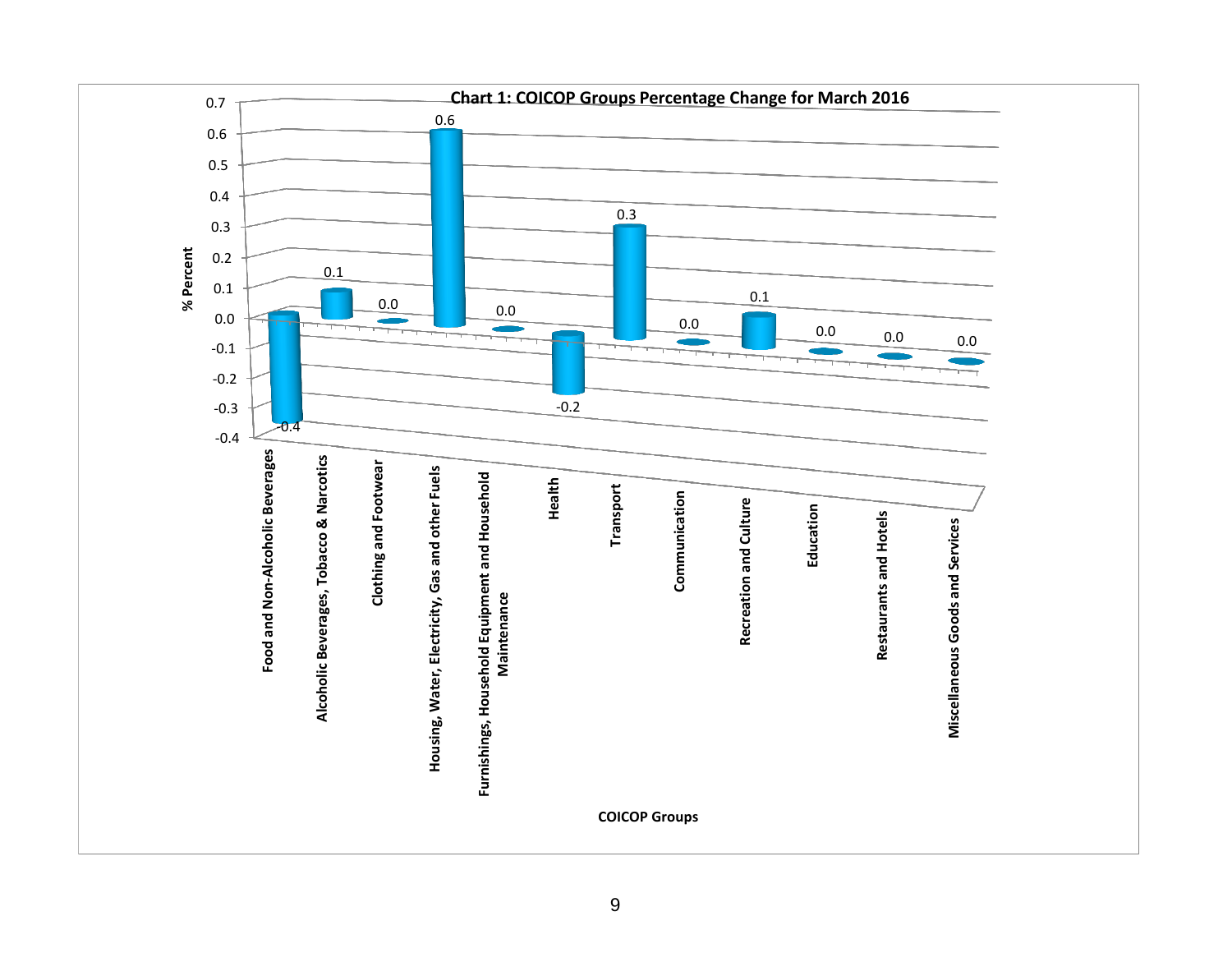**Chart 1: COICOP Groups Percentage Change for March 2016**

| COICOP Groups | % Percent |
|---|---|
| Food and Non-Alcoholic Beverages | -0.4 |
| Alcoholic Beverages, Tobacco & Narcotics | 0.1 |
| Clothing and Footwear | 0.0 |
| Housing, Water, Electricity, Gas and other Fuels | 0.6 |
| Furnishings, Household Equipment and Household Maintenance | 0.0 |
| Health | -0.2 |
| Transport | 0.3 |
| Communication | 0.0 |
| Recreation and Culture | 0.1 |
| Education | 0.0 |
| Restaurants and Hotels | 0.0 |
| Miscellaneous Goods and Services | 0.0 |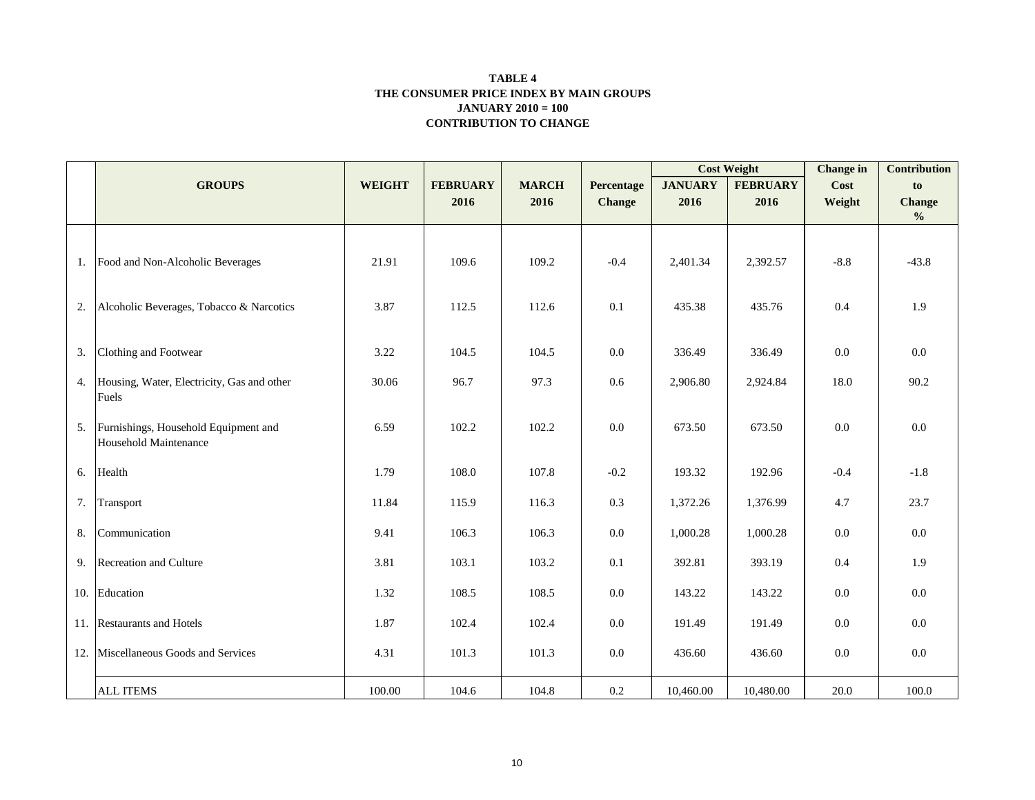**TABLE 4**
**THE CONSUMER PRICE INDEX BY MAIN GROUPS**
**JANUARY 2010 = 100**
**CONTRIBUTION TO CHANGE**

| | GROUPS | WEIGHT | FEBRUARY 2016 | MARCH 2016 | Percentage Change | Cost Weight | | Change in Cost Weight | Contribution to Change % |
|---|---|---|---|---|---|---|---|---|---|
| | | | | | | JANUARY 2016 | FEBRUARY 2016 | | |
| 1. | Food and Non-Alcoholic Beverages | 21.91 | 109.6 | 109.2 | -0.4 | 2,401.34 | 2,392.57 | -8.8 | -43.8 |
| 2. | Alcoholic Beverages, Tobacco & Narcotics | 3.87 | 112.5 | 112.6 | 0.1 | 435.38 | 435.76 | 0.4 | 1.9 |
| 3. | Clothing and Footwear | 3.22 | 104.5 | 104.5 | 0.0 | 336.49 | 336.49 | 0.0 | 0.0 |
| 4. | Housing, Water, Electricity, Gas and other Fuels | 30.06 | 96.7 | 97.3 | 0.6 | 2,906.80 | 2,924.84 | 18.0 | 90.2 |
| 5. | Furnishings, Household Equipment and Household Maintenance | 6.59 | 102.2 | 102.2 | 0.0 | 673.50 | 673.50 | 0.0 | 0.0 |
| 6. | Health | 1.79 | 108.0 | 107.8 | -0.2 | 193.32 | 192.96 | -0.4 | -1.8 |
| 7. | Transport | 11.84 | 115.9 | 116.3 | 0.3 | 1,372.26 | 1,376.99 | 4.7 | 23.7 |
| 8. | Communication | 9.41 | 106.3 | 106.3 | 0.0 | 1,000.28 | 1,000.28 | 0.0 | 0.0 |
| 9. | Recreation and Culture | 3.81 | 103.1 | 103.2 | 0.1 | 392.81 | 393.19 | 0.4 | 1.9 |
| 10. | Education | 1.32 | 108.5 | 108.5 | 0.0 | 143.22 | 143.22 | 0.0 | 0.0 |
| 11. | Restaurants and Hotels | 1.87 | 102.4 | 102.4 | 0.0 | 191.49 | 191.49 | 0.0 | 0.0 |
| 12. | Miscellaneous Goods and Services | 4.31 | 101.3 | 101.3 | 0.0 | 436.60 | 436.60 | 0.0 | 0.0 |
| | ALL ITEMS | 100.00 | 104.6 | 104.8 | 0.2 | 10,460.00 | 10,480.00 | 20.0 | 100.0 |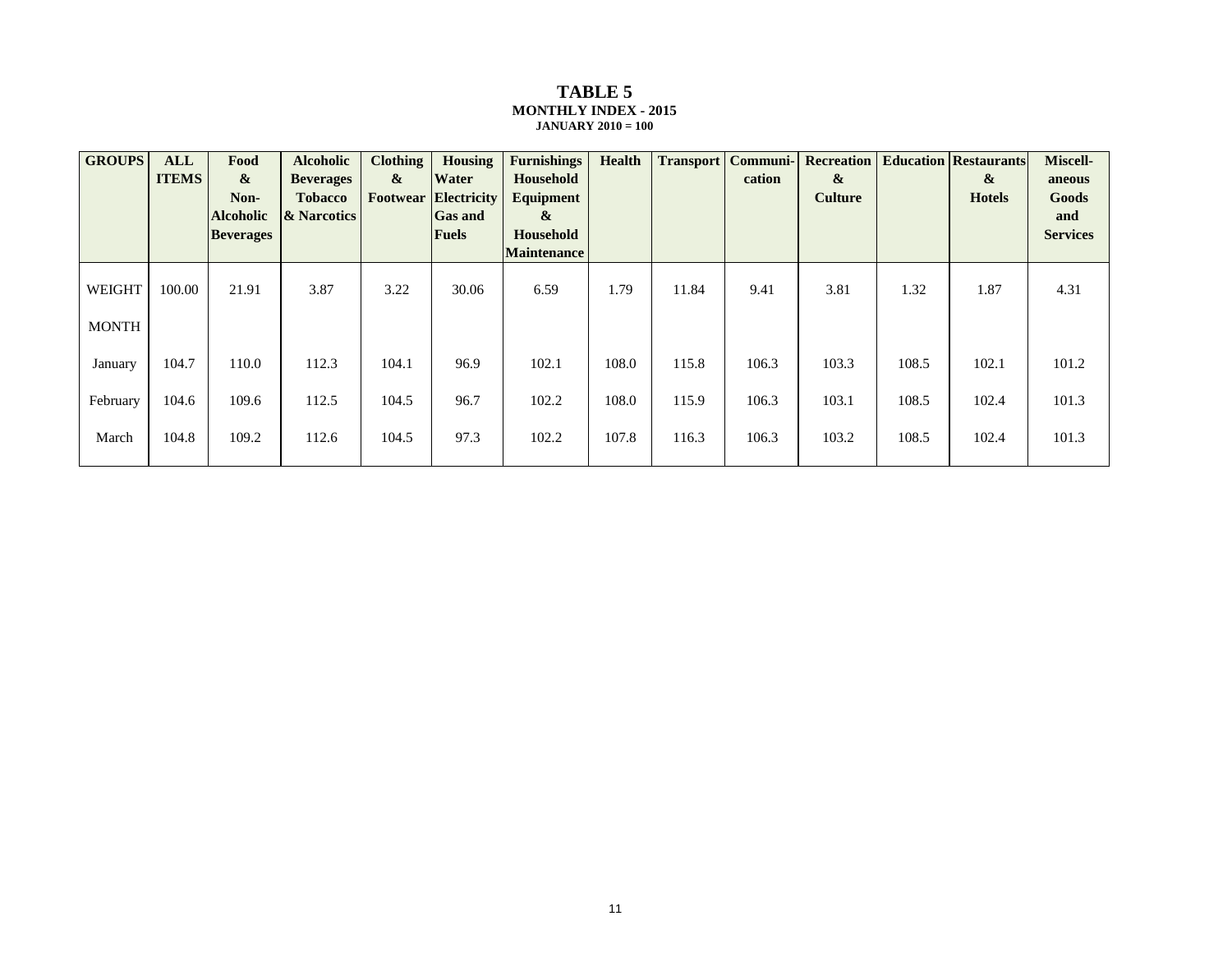# TABLE 5

**MONTHLY INDEX - 2015**

**JANUARY 2010 = 100**

| GROUPS | ALL ITEMS | Food & Non-Alcoholic Beverages | Alcoholic Beverages Tobacco & Narcotics | Clothing & Footwear | Housing Water Electricity Gas and Fuels | Furnishings Household Equipment & Household Maintenance | Health | Transport | Communi-cation | Recreation & Culture | Education | Restaurants & Hotels | Miscell-aneous Goods and Services |
|---|---|---|---|---|---|---|---|---|---|---|---|---|---|
| WEIGHT | 100.00 | 21.91 | 3.87 | 3.22 | 30.06 | 6.59 | 1.79 | 11.84 | 9.41 | 3.81 | 1.32 | 1.87 | 4.31 |
| MONTH | | | | | | | | | | | | | |
| January | 104.7 | 110.0 | 112.3 | 104.1 | 96.9 | 102.1 | 108.0 | 115.8 | 106.3 | 103.3 | 108.5 | 102.1 | 101.2 |
| February | 104.6 | 109.6 | 112.5 | 104.5 | 96.7 | 102.2 | 108.0 | 115.9 | 106.3 | 103.1 | 108.5 | 102.4 | 101.3 |
| March | 104.8 | 109.2 | 112.6 | 104.5 | 97.3 | 102.2 | 107.8 | 116.3 | 106.3 | 103.2 | 108.5 | 102.4 | 101.3 |